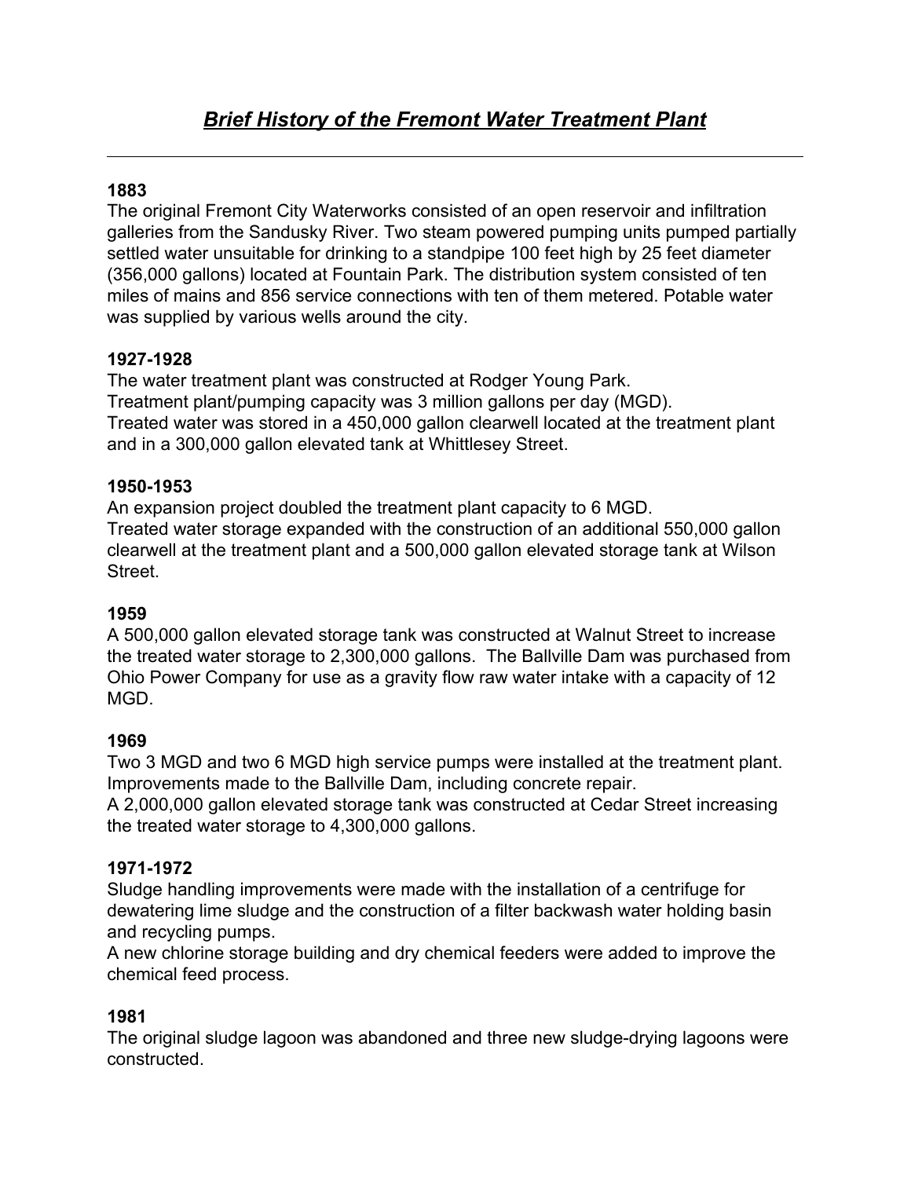# ***Brief History of the Fremont Water Treatment Plant***

---

**1883**
The original Fremont City Waterworks consisted of an open reservoir and infiltration galleries from the Sandusky River. Two steam powered pumping units pumped partially settled water unsuitable for drinking to a standpipe 100 feet high by 25 feet diameter (356,000 gallons) located at Fountain Park. The distribution system consisted of ten miles of mains and 856 service connections with ten of them metered. Potable water was supplied by various wells around the city.

**1927-1928**
The water treatment plant was constructed at Rodger Young Park.
Treatment plant/pumping capacity was 3 million gallons per day (MGD).
Treated water was stored in a 450,000 gallon clearwell located at the treatment plant and in a 300,000 gallon elevated tank at Whittlesey Street.

**1950-1953**
An expansion project doubled the treatment plant capacity to 6 MGD.
Treated water storage expanded with the construction of an additional 550,000 gallon clearwell at the treatment plant and a 500,000 gallon elevated storage tank at Wilson Street.

**1959**
A 500,000 gallon elevated storage tank was constructed at Walnut Street to increase the treated water storage to 2,300,000 gallons. The Ballville Dam was purchased from Ohio Power Company for use as a gravity flow raw water intake with a capacity of 12 MGD.

**1969**
Two 3 MGD and two 6 MGD high service pumps were installed at the treatment plant.
Improvements made to the Ballville Dam, including concrete repair.
A 2,000,000 gallon elevated storage tank was constructed at Cedar Street increasing the treated water storage to 4,300,000 gallons.

**1971-1972**
Sludge handling improvements were made with the installation of a centrifuge for dewatering lime sludge and the construction of a filter backwash water holding basin and recycling pumps.
A new chlorine storage building and dry chemical feeders were added to improve the chemical feed process.

**1981**
The original sludge lagoon was abandoned and three new sludge-drying lagoons were constructed.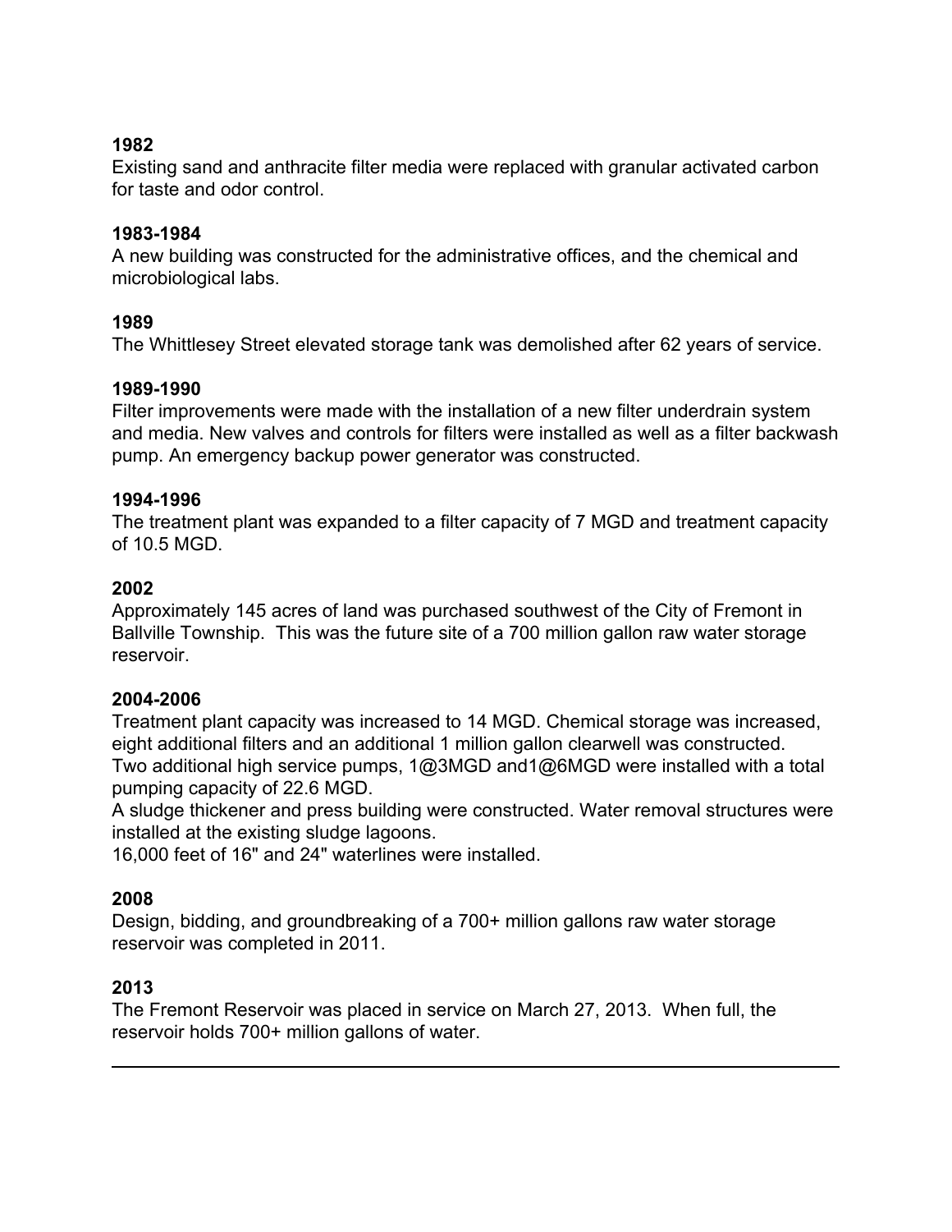**1982**
Existing sand and anthracite filter media were replaced with granular activated carbon for taste and odor control.

**1983-1984**
A new building was constructed for the administrative offices, and the chemical and microbiological labs.

**1989**
The Whittlesey Street elevated storage tank was demolished after 62 years of service.

**1989-1990**
Filter improvements were made with the installation of a new filter underdrain system and media. New valves and controls for filters were installed as well as a filter backwash pump. An emergency backup power generator was constructed.

**1994-1996**
The treatment plant was expanded to a filter capacity of 7 MGD and treatment capacity of 10.5 MGD.

**2002**
Approximately 145 acres of land was purchased southwest of the City of Fremont in Ballville Township. This was the future site of a 700 million gallon raw water storage reservoir.

**2004-2006**
Treatment plant capacity was increased to 14 MGD. Chemical storage was increased, eight additional filters and an additional 1 million gallon clearwell was constructed.
Two additional high service pumps, 1@3MGD and1@6MGD were installed with a total pumping capacity of 22.6 MGD.
A sludge thickener and press building were constructed. Water removal structures were installed at the existing sludge lagoons.
16,000 feet of 16" and 24" waterlines were installed.

**2008**
Design, bidding, and groundbreaking of a 700+ million gallons raw water storage reservoir was completed in 2011.

**2013**
The Fremont Reservoir was placed in service on March 27, 2013. When full, the reservoir holds 700+ million gallons of water.

---